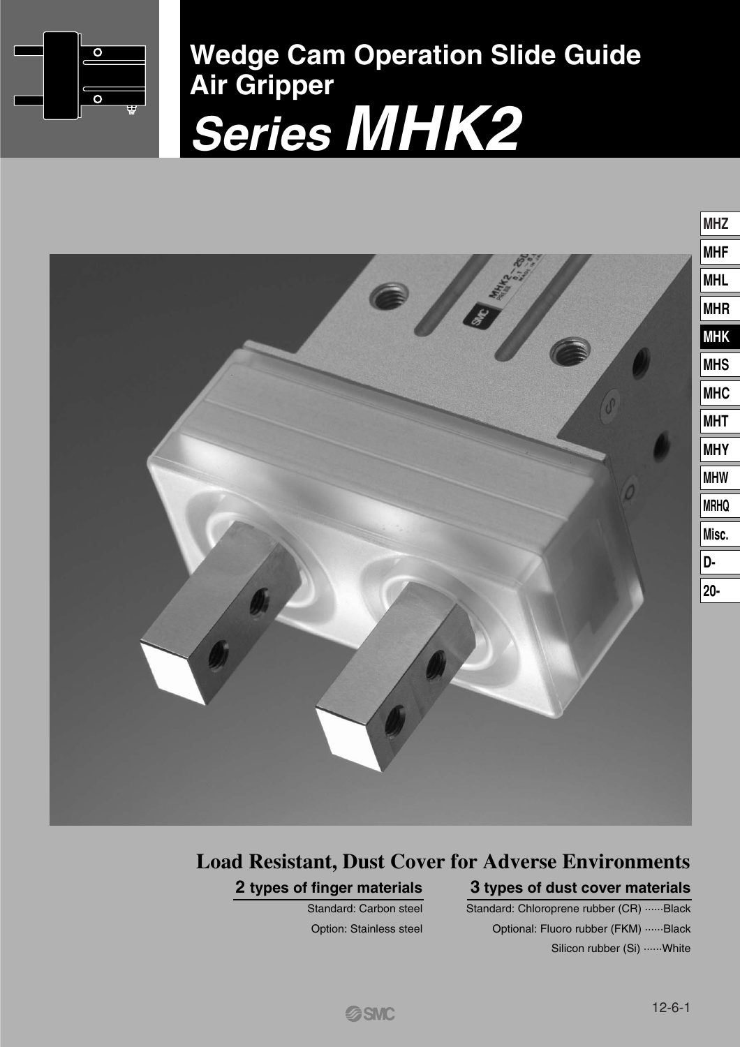# Wedge Cam Operation Slide Guide Air Gripper

# *Series MHK2*

## Load Resistant, Dust Cover for Adverse Environments

**2 types of finger materials**

Standard: Carbon steel

Option: Stainless steel

**3 types of dust cover materials**

Standard: Chloroprene rubber (CR) ······Black

Optional: Fluoro rubber (FKM) ······Black

Silicon rubber (Si) ······White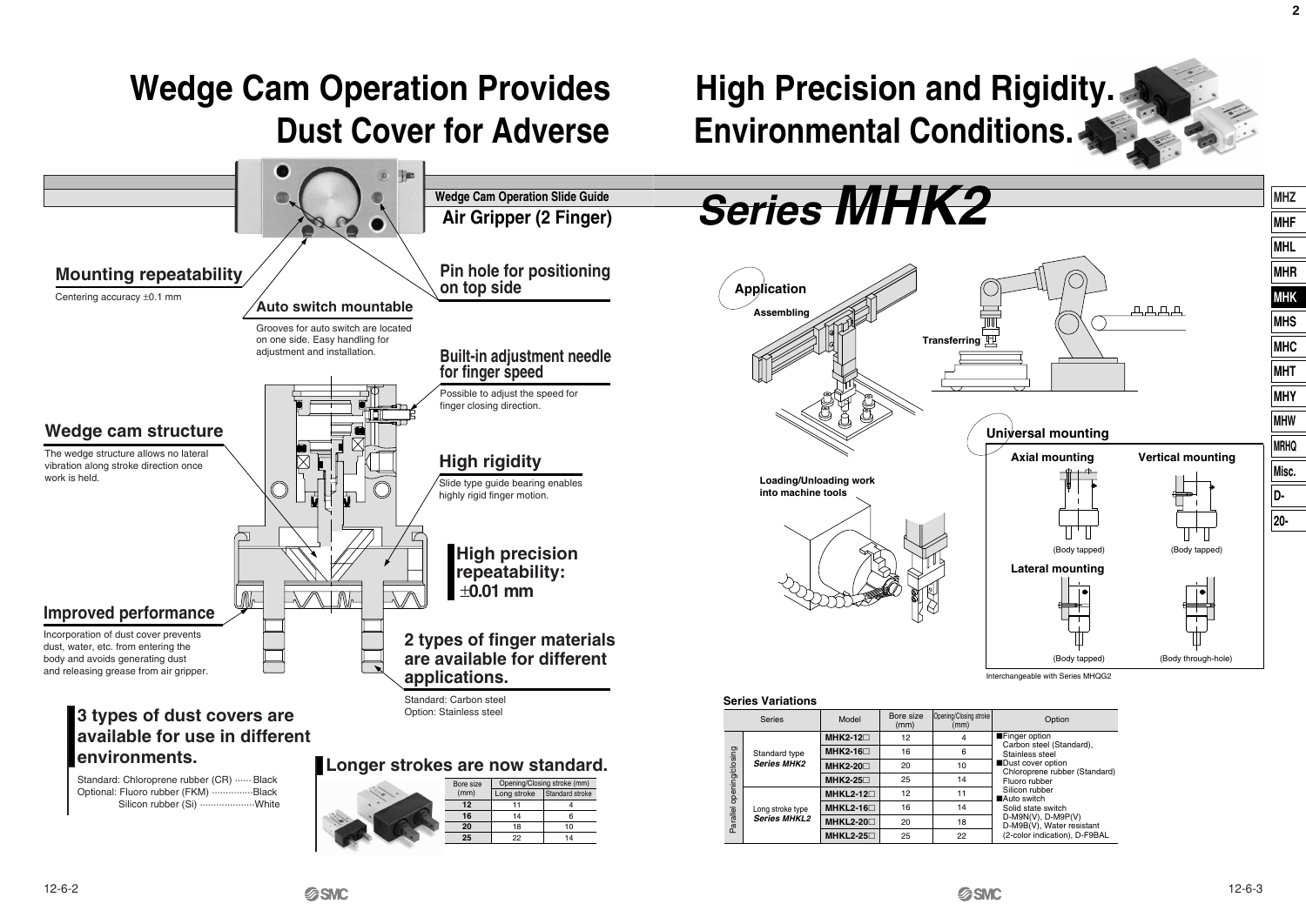# Wedge Cam Operation Provides High Precision and Rigidity. Dust Cover for Adverse Environmental Conditions.

Wedge Cam Operation Slide Guide

## Air Gripper (2 Finger)

# Series MHK2

### Mounting repeatability

Centering accuracy ±0.1 mm

### Auto switch mountable

Grooves for auto switch are located on one side. Easy handling for adjustment and installation.

### Pin hole for positioning on top side

### Built-in adjustment needle for finger speed

Possible to adjust the speed for finger closing direction.

### Wedge cam structure

The wedge structure allows no lateral vibration along stroke direction once work is held.

### High rigidity

Slide type guide bearing enables highly rigid finger motion.

### High precision repeatability: ±0.01 mm

### Improved performance

Incorporation of dust cover prevents dust, water, etc. from entering the body and avoids generating dust and releasing grease from air gripper.

### 2 types of finger materials are available for different applications.

Standard: Carbon steel
Option: Stainless steel

### 3 types of dust covers are available for use in different environments.

Standard: Chloroprene rubber (CR) ······ Black
Optional: Fluoro rubber (FKM) ···············Black
Silicon rubber (Si) ····················White

### Longer strokes are now standard.

| Bore size (mm) | Opening/Closing stroke (mm) | |
|---|---|---|
| | Long stroke | Standard stroke |
| 12 | 11 | 4 |
| 16 | 14 | 6 |
| 20 | 18 | 10 |
| 25 | 22 | 14 |

### Application

Assembling

Transferring

Loading/Unloading work into machine tools

### Universal mounting

Axial mounting (Body tapped)

Vertical mounting (Body tapped)

Lateral mounting (Body tapped) (Body through-hole)

Interchangeable with Series MHQG2

### Series Variations

| | Series | Model | Bore size (mm) | Opening/Closing stroke (mm) | Option |
|---|---|---|---|---|---|
| Parallel opening/closing | Standard type *Series MHK2* | MHK2-12□ | 12 | 4 | ■Finger option<br>Carbon steel (Standard), Stainless steel<br>■Dust cover option<br>Chloroprene rubber (Standard)<br>Fluoro rubber<br>Silicon rubber<br>■Auto switch<br>Solid state switch<br>D-M9N(V), D-M9P(V)<br>D-M9B(V), Water resistant (2-color indication), D-F9BAL |
| | | MHK2-16□ | 16 | 6 | |
| | | MHK2-20□ | 20 | 10 | |
| | | MHK2-25□ | 25 | 14 | |
| | Long stroke type *Series MHKL2* | MHKL2-12□ | 12 | 11 | |
| | | MHKL2-16□ | 16 | 14 | |
| | | MHKL2-20□ | 20 | 18 | |
| | | MHKL2-25□ | 25 | 22 | |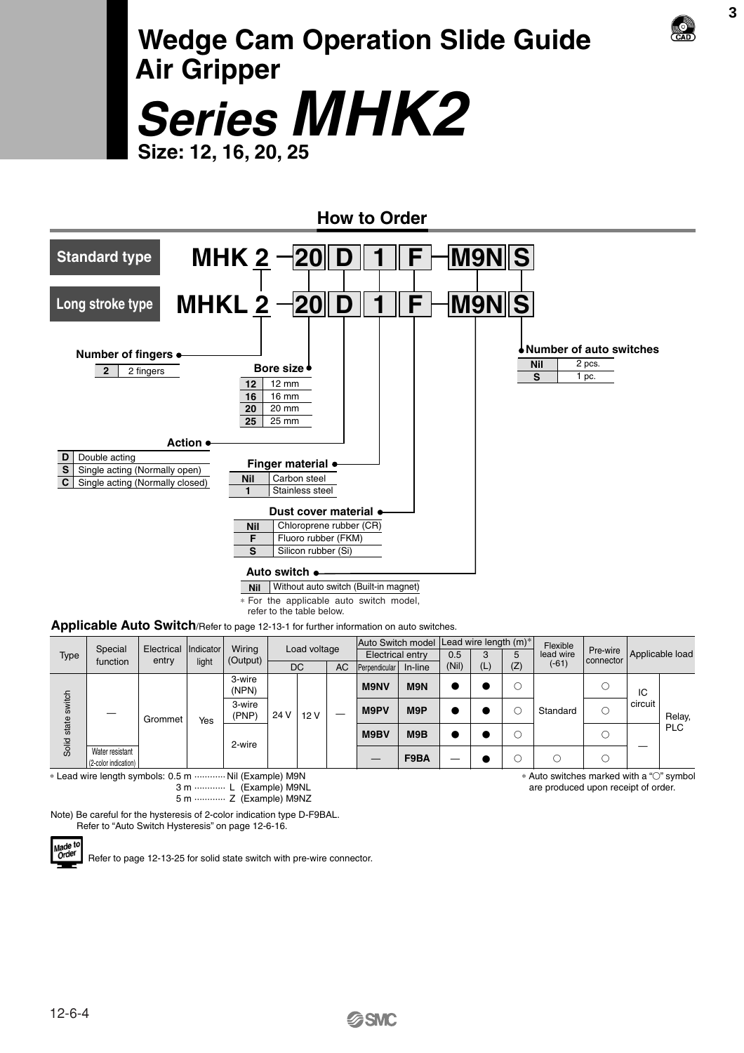# Wedge Cam Operation Slide Guide Air Gripper

# *Series MHK2*

**Size: 12, 16, 20, 25**

## How to Order

**Standard type** MHK 2 — 20 D 1 F — M9N S

**Long stroke type** MHKL 2 — 20 D 1 F — M9N S

**Number of fingers**

| 2 | 2 fingers |
|---|---|

**Bore size**

| 12 | 12 mm |
|---|---|
| 16 | 16 mm |
| 20 | 20 mm |
| 25 | 25 mm |

**Action**

| D | Double acting |
|---|---|
| S | Single acting (Normally open) |
| C | Single acting (Normally closed) |

**Finger material**

| Nil | Carbon steel |
|---|---|
| 1 | Stainless steel |

**Dust cover material**

| Nil | Chloroprene rubber (CR) |
|---|---|
| F | Fluoro rubber (FKM) |
| S | Silicon rubber (Si) |

**Auto switch**

| Nil | Without auto switch (Built-in magnet) |
|---|---|

∗ For the applicable auto switch model, refer to the table below.

**Number of auto switches**

| Nil | 2 pcs. |
|---|---|
| S | 1 pc. |

### Applicable Auto Switch/Refer to page 12-13-1 for further information on auto switches.

| Type | Special function | Electrical entry | Indicator light | Wiring (Output) | Load voltage | | | Auto Switch model Electrical entry | | Lead wire length (m)∗ | | | Flexible lead wire (-61) | Pre-wire connector | Applicable load | |
|---|---|---|---|---|---|---|---|---|---|---|---|---|---|---|---|---|
| | | | | | DC | | AC | Perpendicular | In-line | 0.5 (Nil) | 3 (L) | 5 (Z) | | | | |
| Solid state switch | — | Grommet | Yes | 3-wire (NPN) | 24 V | 12 V | — | M9NV | M9N | ● | ● | ○ | Standard | ○ | IC circuit | Relay, PLC |
| | | | | 3-wire (PNP) | | | | M9PV | M9P | ● | ● | ○ | | ○ | | |
| | | | | 2-wire | | | | M9BV | M9B | ● | ● | ○ | | ○ | — | |
| | Water resistant (2-color indication) | | | | | | | — | F9BA | — | ● | ○ | ○ | ○ | | |

∗ Lead wire length symbols: 0.5 m ············ Nil (Example) M9N
3 m ············ L (Example) M9NL
5 m ············ Z (Example) M9NZ

∗ Auto switches marked with a "○" symbol are produced upon receipt of order.

Note) Be careful for the hysteresis of 2-color indication type D-F9BAL.
Refer to "Auto Switch Hysteresis" on page 12-6-16.

Made to Order: Refer to page 12-13-25 for solid state switch with pre-wire connector.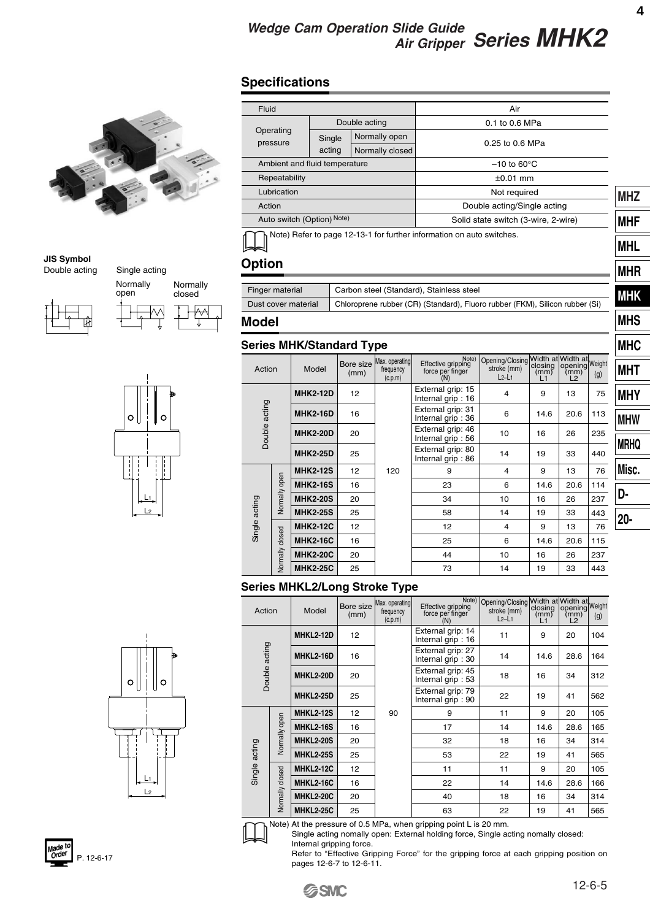# Wedge Cam Operation Slide Guide Air Gripper Series MHK2

**JIS Symbol**

Double acting | Single acting (Normally open, Normally closed)

## Specifications

| Fluid | | | Air |
|---|---|---|---|
| Operating pressure | Double acting | | 0.1 to 0.6 MPa |
| | Single acting | Normally open | 0.25 to 0.6 MPa |
| | | Normally closed | |
| Ambient and fluid temperature | | | –10 to 60°C |
| Repeatability | | | ±0.01 mm |
| Lubrication | | | Not required |
| Action | | | Double acting/Single acting |
| Auto switch (Option) Note) | | | Solid state switch (3-wire, 2-wire) |

Note) Refer to page 12-13-1 for further information on auto switches.

## Option

| Finger material | Carbon steel (Standard), Stainless steel |
|---|---|
| Dust cover material | Chloroprene rubber (CR) (Standard), Fluoro rubber (FKM), Silicon rubber (Si) |

## Model

### Series MHK/Standard Type

| Action | | Model | Bore size (mm) | Max. operating frequency (c.p.m) | Effective gripping force per finger (N) Note) | Opening/Closing stroke (mm) L2–L1 | Width at closing (mm) L1 | Width at opening (mm) L2 | Weight (g) |
|---|---|---|---|---|---|---|---|---|---|
| Double acting | | MHK2-12D | 12 | 120 | External grip: 15 Internal grip : 16 | 4 | 9 | 13 | 75 |
| | | MHK2-16D | 16 | | External grip: 31 Internal grip : 36 | 6 | 14.6 | 20.6 | 113 |
| | | MHK2-20D | 20 | | External grip: 46 Internal grip : 56 | 10 | 16 | 26 | 235 |
| | | MHK2-25D | 25 | | External grip: 80 Internal grip : 86 | 14 | 19 | 33 | 440 |
| Single acting | Normally open | MHK2-12S | 12 | | 9 | 4 | 9 | 13 | 76 |
| | | MHK2-16S | 16 | | 23 | 6 | 14.6 | 20.6 | 114 |
| | | MHK2-20S | 20 | | 34 | 10 | 16 | 26 | 237 |
| | | MHK2-25S | 25 | | 58 | 14 | 19 | 33 | 443 |
| | Normally closed | MHK2-12C | 12 | | 12 | 4 | 9 | 13 | 76 |
| | | MHK2-16C | 16 | | 25 | 6 | 14.6 | 20.6 | 115 |
| | | MHK2-20C | 20 | | 44 | 10 | 16 | 26 | 237 |
| | | MHK2-25C | 25 | | 73 | 14 | 19 | 33 | 443 |

### Series MHKL2/Long Stroke Type

| Action | | Model | Bore size (mm) | Max. operating frequency (c.p.m) | Effective gripping force per finger (N) Note) | Opening/Closing stroke (mm) L2–L1 | Width at closing (mm) L1 | Width at opening (mm) L2 | Weight (g) |
|---|---|---|---|---|---|---|---|---|---|
| Double acting | | MHKL2-12D | 12 | 90 | External grip: 14 Internal grip : 16 | 11 | 9 | 20 | 104 |
| | | MHKL2-16D | 16 | | External grip: 27 Internal grip : 30 | 14 | 14.6 | 28.6 | 164 |
| | | MHKL2-20D | 20 | | External grip: 45 Internal grip : 53 | 18 | 16 | 34 | 312 |
| | | MHKL2-25D | 25 | | External grip: 79 Internal grip : 90 | 22 | 19 | 41 | 562 |
| Single acting | Normally open | MHKL2-12S | 12 | | 9 | 11 | 9 | 20 | 105 |
| | | MHKL2-16S | 16 | | 17 | 14 | 14.6 | 28.6 | 165 |
| | | MHKL2-20S | 20 | | 32 | 18 | 16 | 34 | 314 |
| | | MHKL2-25S | 25 | | 53 | 22 | 19 | 41 | 565 |
| | Normally closed | MHKL2-12C | 12 | | 11 | 11 | 9 | 20 | 105 |
| | | MHKL2-16C | 16 | | 22 | 14 | 14.6 | 28.6 | 166 |
| | | MHKL2-20C | 20 | | 40 | 18 | 16 | 34 | 314 |
| | | MHKL2-25C | 25 | | 63 | 22 | 19 | 41 | 565 |

Note) At the pressure of 0.5 MPa, when gripping point L is 20 mm.
Single acting normally open: External holding force, Single acting nomally closed: Internal gripping force.
Refer to "Effective Gripping Force" for the gripping force at each gripping position on pages 12-6-7 to 12-6-11.

Made to Order P. 12-6-17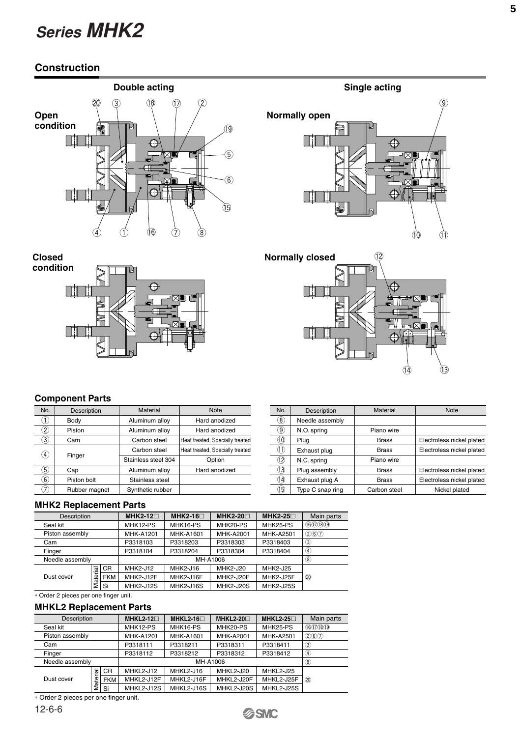# Series MHK2

## Construction

**Double acting** — Open condition, Closed condition

**Single acting** — Normally open, Normally closed

### Component Parts

| No. | Description | Material | Note |
|---|---|---|---|
| ① | Body | Aluminum alloy | Hard anodized |
| ② | Piston | Aluminum alloy | Hard anodized |
| ③ | Cam | Carbon steel | Heat treated, Specially treated |
| ④ | Finger | Carbon steel | Heat treated, Specially treated |
| | | Stainless steel 304 | Option |
| ⑤ | Cap | Aluminum alloy | Hard anodized |
| ⑥ | Piston bolt | Stainless steel | |
| ⑦ | Rubber magnet | Synthetic rubber | |

| No. | Description | Material | Note |
|---|---|---|---|
| ⑧ | Needle assembly | | |
| ⑨ | N.O. spring | Piano wire | |
| ⑩ | Plug | Brass | Electroless nickel plated |
| ⑪ | Exhaust plug | Brass | Electroless nickel plated |
| ⑫ | N.C. spring | Piano wire | |
| ⑬ | Plug assembly | Brass | Electroless nickel plated |
| ⑭ | Exhaust plug A | Brass | Electroless nickel plated |
| ⑮ | Type C snap ring | Carbon steel | Nickel plated |

### MHK2 Replacement Parts

| Description | | | MHK2-12□ | MHK2-16□ | MHK2-20□ | MHK2-25□ | Main parts |
|---|---|---|---|---|---|---|---|
| Seal kit | | | MHK12-PS | MHK16-PS | MHK20-PS | MHK25-PS | ⑯⑰⑱⑲ |
| Piston assembly | | | MHK-A1201 | MHK-A1601 | MHK-A2001 | MHK-A2501 | ②⑥⑦ |
| Cam | | | P3318103 | P3318203 | P3318303 | P3318403 | ③ |
| Finger | | | P3318104 | P3318204 | P3318304 | P3318404 | ④ |
| Needle assembly | | | MH-A1006 | | | | ⑧ |
| Dust cover | Material | CR | MHK2-J12 | MHK2-J16 | MHK2-J20 | MHK2-J25 | ⑳ |
| | | FKM | MHK2-J12F | MHK2-J16F | MHK2-J20F | MHK2-J25F | |
| | | Si | MHK2-J12S | MHK2-J16S | MHK2-J20S | MHK2-J25S | |

∗ Order 2 pieces per one finger unit.

### MHKL2 Replacement Parts

| Description | | | MHKL2-12□ | MHKL2-16□ | MHKL2-20□ | MHKL2-25□ | Main parts |
|---|---|---|---|---|---|---|---|
| Seal kit | | | MHK12-PS | MHK16-PS | MHK20-PS | MHK25-PS | ⑯⑰⑱⑲ |
| Piston assembly | | | MHK-A1201 | MHK-A1601 | MHK-A2001 | MHK-A2501 | ②⑥⑦ |
| Cam | | | P3318111 | P3318211 | P3318311 | P3318411 | ③ |
| Finger | | | P3318112 | P3318212 | P3318312 | P3318412 | ④ |
| Needle assembly | | | MH-A1006 | | | | ⑧ |
| Dust cover | Material | CR | MHKL2-J12 | MHKL2-J16 | MHKL2-J20 | MHKL2-J25 | ⑳ |
| | | FKM | MHKL2-J12F | MHKL2-J16F | MHKL2-J20F | MHKL2-J25F | |
| | | Si | MHKL2-J12S | MHKL2-J16S | MHKL2-J20S | MHKL2-J25S | |

∗ Order 2 pieces per one finger unit.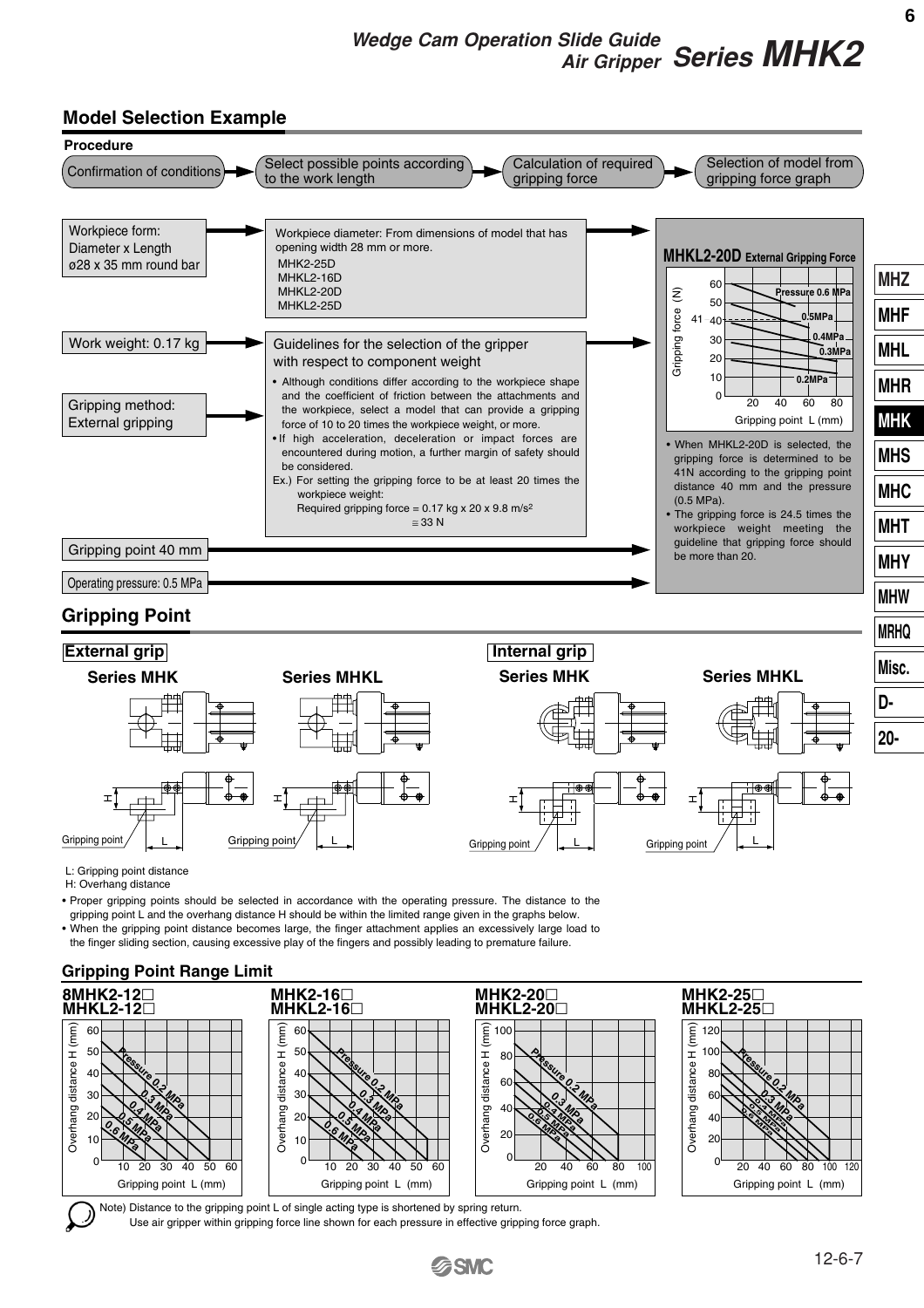## Model Selection Example

**Procedure**

Confirmation of conditions → Select possible points according to the work length → Calculation of required gripping force → Selection of model from gripping force graph

| Conditions | | |
|---|---|---|
| Workpiece form: Diameter x Length ø28 x 35 mm round bar | Workpiece diameter: From dimensions of model that has opening width 28 mm or more. MHK2-25D, MHKL2-16D, MHKL2-20D, MHKL2-25D | |
| Work weight: 0.17 kg | Guidelines for the selection of the gripper with respect to component weight | |
| Gripping method: External gripping | | |
| Gripping point 40 mm | | |
| Operating pressure: 0.5 MPa | | |

**Guidelines for the selection of the gripper with respect to component weight**

- Although conditions differ according to the workpiece shape and the coefficient of friction between the attachments and the workpiece, select a model that can provide a gripping force of 10 to 20 times the workpiece weight, or more.
- If high acceleration, deceleration or impact forces are encountered during motion, a further margin of safety should be considered.

Ex.) For setting the gripping force to be at least 20 times the workpiece weight:
Required gripping force = 0.17 kg x 20 x 9.8 m/s²
≅ 33 N

**MHKL2-20D External Gripping Force**

- When MHKL2-20D is selected, the gripping force is determined to be 41N according to the gripping point distance 40 mm and the pressure (0.5 MPa).
- The gripping force is 24.5 times the workpiece weight meeting the guideline that gripping force should be more than 20.

## Gripping Point

**External grip** — Series MHK, Series MHKL

**Internal grip** — Series MHK, Series MHKL

L: Gripping point distance
H: Overhang distance

- Proper gripping points should be selected in accordance with the operating pressure. The distance to the gripping point L and the overhang distance H should be within the limited range given in the graphs below.
- When the gripping point distance becomes large, the finger attachment applies an excessively large load to the finger sliding section, causing excessive play of the fingers and possibly leading to premature failure.

### Gripping Point Range Limit

8MHK2-12□ / MHKL2-12□

MHK2-16□ / MHKL2-16□

MHK2-20□ / MHKL2-20□

MHK2-25□ / MHKL2-25□

Note) Distance to the gripping point L of single acting type is shortened by spring return.
Use air gripper within gripping force line shown for each pressure in effective gripping force graph.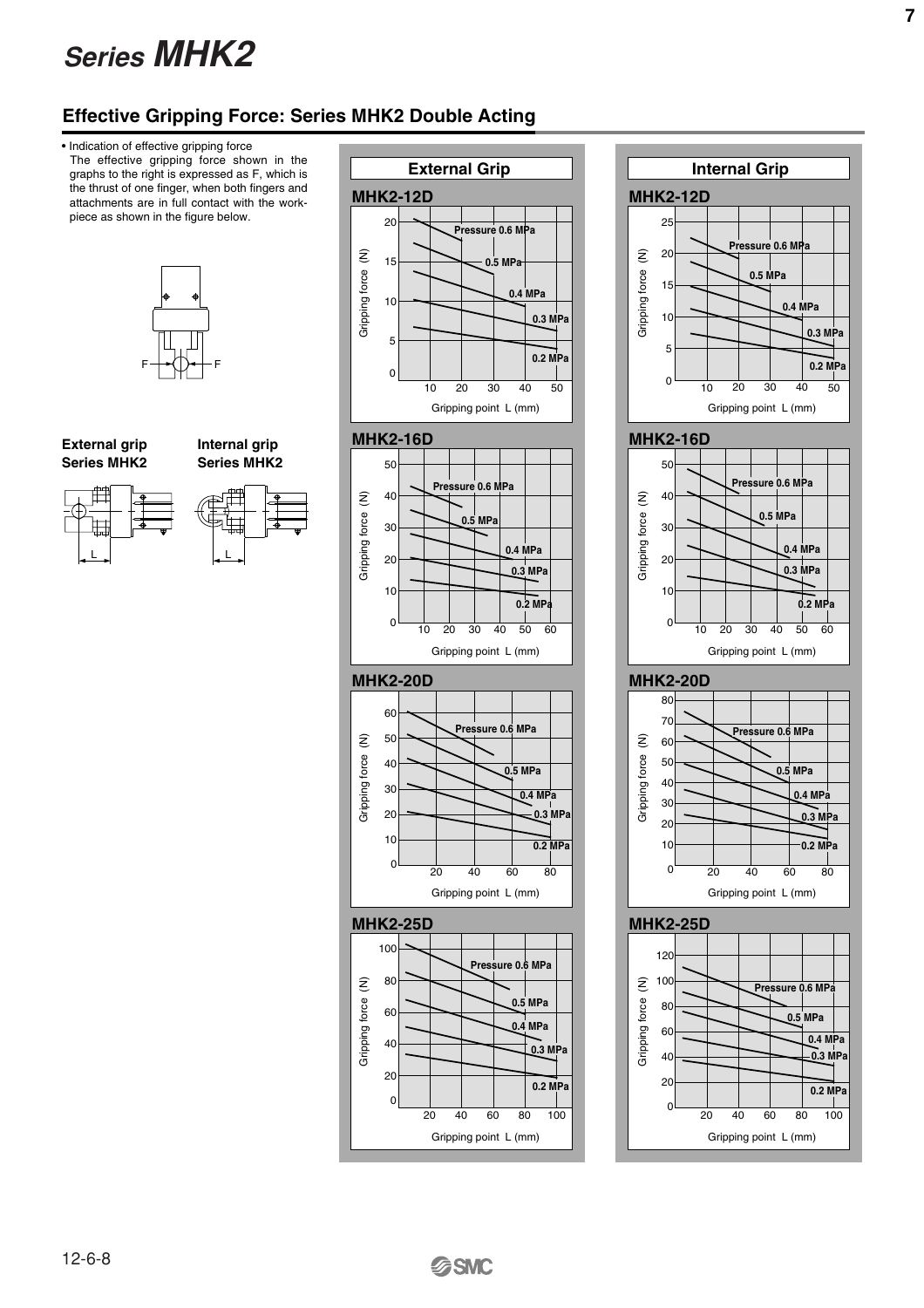# Series MHK2

## Effective Gripping Force: Series MHK2 Double Acting

- Indication of effective gripping force
  The effective gripping force shown in the graphs to the right is expressed as F, which is the thrust of one finger, when both fingers and attachments are in full contact with the work-piece as shown in the figure below.

F F

**External grip Series MHK2**

**Internal grip Series MHK2**

L L

### External Grip

**MHK2-12D**

Gripping force (N) vs. Gripping point L (mm) — Pressure 0.6 MPa, 0.5 MPa, 0.4 MPa, 0.3 MPa, 0.2 MPa

**MHK2-16D**

Gripping force (N) vs. Gripping point L (mm) — Pressure 0.6 MPa, 0.5 MPa, 0.4 MPa, 0.3 MPa, 0.2 MPa

**MHK2-20D**

Gripping force (N) vs. Gripping point L (mm) — Pressure 0.6 MPa, 0.5 MPa, 0.4 MPa, 0.3 MPa, 0.2 MPa

**MHK2-25D**

Gripping force (N) vs. Gripping point L (mm) — Pressure 0.6 MPa, 0.5 MPa, 0.4 MPa, 0.3 MPa, 0.2 MPa

### Internal Grip

**MHK2-12D**

Gripping force (N) vs. Gripping point L (mm) — Pressure 0.6 MPa, 0.5 MPa, 0.4 MPa, 0.3 MPa, 0.2 MPa

**MHK2-16D**

Gripping force (N) vs. Gripping point L (mm) — Pressure 0.6 MPa, 0.5 MPa, 0.4 MPa, 0.3 MPa, 0.2 MPa

**MHK2-20D**

Gripping force (N) vs. Gripping point L (mm) — Pressure 0.6 MPa, 0.5 MPa, 0.4 MPa, 0.3 MPa, 0.2 MPa

**MHK2-25D**

Gripping force (N) vs. Gripping point L (mm) — Pressure 0.6 MPa, 0.5 MPa, 0.4 MPa, 0.3 MPa, 0.2 MPa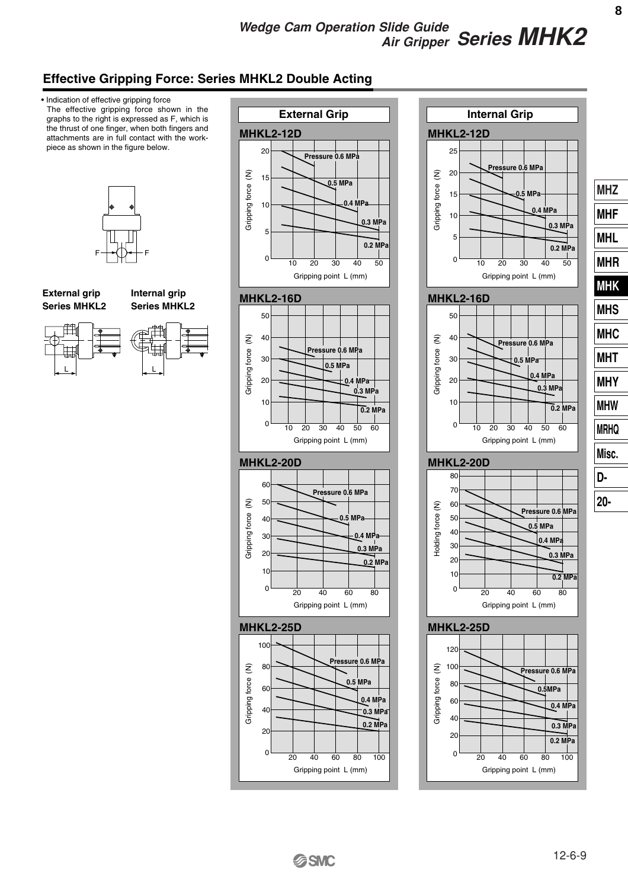## Effective Gripping Force: Series MHKL2 Double Acting

- Indication of effective gripping force

  The effective gripping force shown in the graphs to the right is expressed as F, which is the thrust of one finger, when both fingers and attachments are in full contact with the workpiece as shown in the figure below.

**External grip Series MHKL2**

**Internal grip Series MHKL2**

### External Grip

**MHKL2-12D**

**MHKL2-16D**

**MHKL2-20D**

**MHKL2-25D**

### Internal Grip

**MHKL2-12D**

**MHKL2-16D**

**MHKL2-20D**

**MHKL2-25D**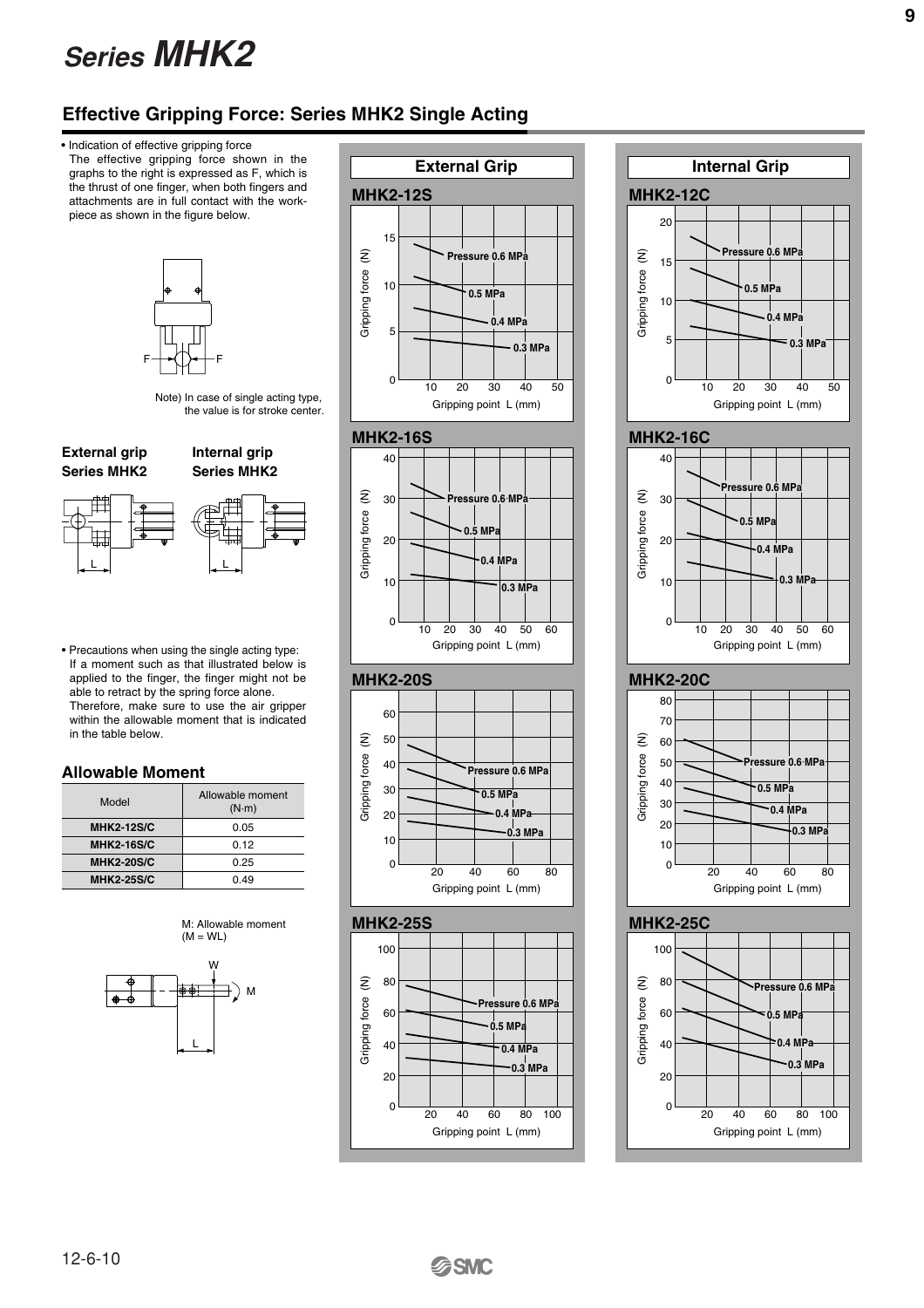# Series MHK2

## Effective Gripping Force: Series MHK2 Single Acting

- Indication of effective gripping force
  The effective gripping force shown in the graphs to the right is expressed as F, which is the thrust of one finger, when both fingers and attachments are in full contact with the work-piece as shown in the figure below.

Note) In case of single acting type, the value is for stroke center.

**External grip Series MHK2** | **Internal grip Series MHK2**

- Precautions when using the single acting type:
  If a moment such as that illustrated below is applied to the finger, the finger might not be able to retract by the spring force alone.
  Therefore, make sure to use the air gripper within the allowable moment that is indicated in the table below.

### Allowable Moment

| Model | Allowable moment (N·m) |
|---|---|
| **MHK2-12S/C** | 0.05 |
| **MHK2-16S/C** | 0.12 |
| **MHK2-20S/C** | 0.25 |
| **MHK2-25S/C** | 0.49 |

M: Allowable moment
(M = WL)

### External Grip

**MHK2-12S**
Gripping force (N) vs. Gripping point L (mm): Pressure 0.6 MPa, 0.5 MPa, 0.4 MPa, 0.3 MPa

**MHK2-16S**
Gripping force (N) vs. Gripping point L (mm): Pressure 0.6 MPa, 0.5 MPa, 0.4 MPa, 0.3 MPa

**MHK2-20S**
Gripping force (N) vs. Gripping point L (mm): Pressure 0.6 MPa, 0.5 MPa, 0.4 MPa, 0.3 MPa

**MHK2-25S**
Gripping force (N) vs. Gripping point L (mm): Pressure 0.6 MPa, 0.5 MPa, 0.4 MPa, 0.3 MPa

### Internal Grip

**MHK2-12C**
Gripping force (N) vs. Gripping point L (mm): Pressure 0.6 MPa, 0.5 MPa, 0.4 MPa, 0.3 MPa

**MHK2-16C**
Gripping force (N) vs. Gripping point L (mm): Pressure 0.6 MPa, 0.5 MPa, 0.4 MPa, 0.3 MPa

**MHK2-20C**
Gripping force (N) vs. Gripping point L (mm): Pressure 0.6 MPa, 0.5 MPa, 0.4 MPa, 0.3 MPa

**MHK2-25C**
Gripping force (N) vs. Gripping point L (mm): Pressure 0.6 MPa, 0.5 MPa, 0.4 MPa, 0.3 MPa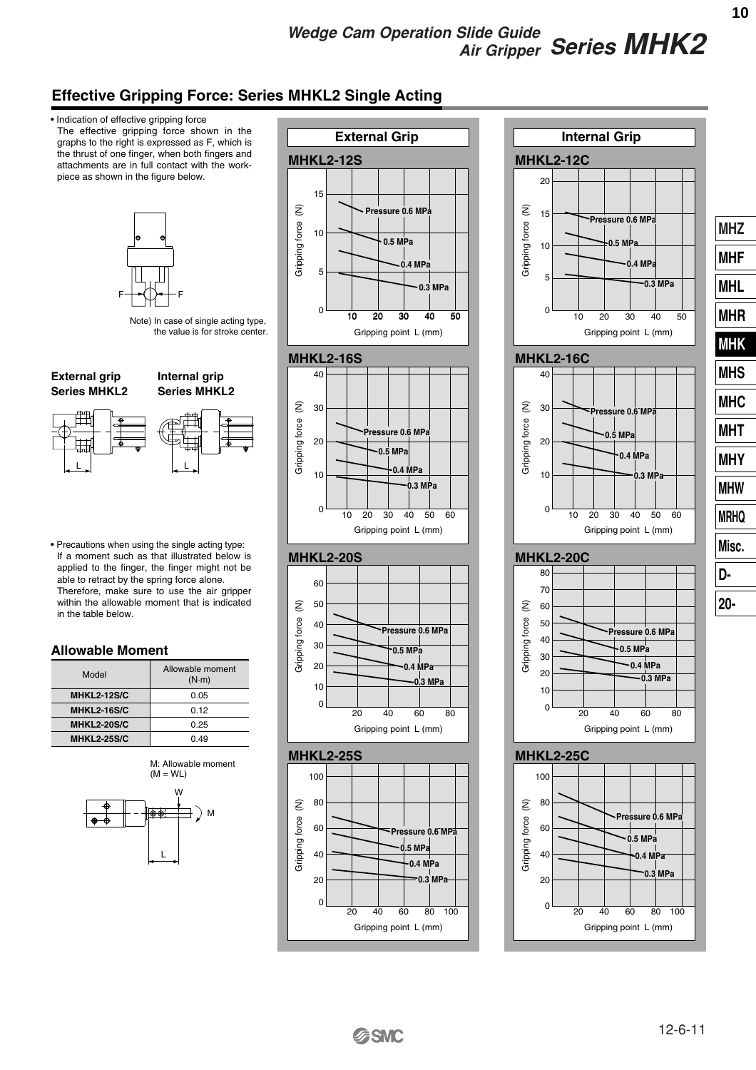## Effective Gripping Force: Series MHKL2 Single Acting

- Indication of effective gripping force
  The effective gripping force shown in the graphs to the right is expressed as F, which is the thrust of one finger, when both fingers and attachments are in full contact with the work-piece as shown in the figure below.

Note) In case of single acting type, the value is for stroke center.

**External grip Series MHKL2**

**Internal grip Series MHKL2**

- Precautions when using the single acting type:
  If a moment such as that illustrated below is applied to the finger, the finger might not be able to retract by the spring force alone.
  Therefore, make sure to use the air gripper within the allowable moment that is indicated in the table below.

### Allowable Moment

| Model | Allowable moment (N·m) |
|---|---|
| MHKL2-12S/C | 0.05 |
| MHKL2-16S/C | 0.12 |
| MHKL2-20S/C | 0.25 |
| MHKL2-25S/C | 0.49 |

M: Allowable moment (M = WL)

**External Grip**

MHKL2-12S — Gripping force (N) vs. Gripping point L (mm): Pressure 0.6 MPa, 0.5 MPa, 0.4 MPa, 0.3 MPa

MHKL2-16S — Gripping force (N) vs. Gripping point L (mm): Pressure 0.6 MPa, 0.5 MPa, 0.4 MPa, 0.3 MPa

MHKL2-20S — Gripping force (N) vs. Gripping point L (mm): Pressure 0.6 MPa, 0.5 MPa, 0.4 MPa, 0.3 MPa

MHKL2-25S — Gripping force (N) vs. Gripping point L (mm): Pressure 0.6 MPa, 0.5 MPa, 0.4 MPa, 0.3 MPa

**Internal Grip**

MHKL2-12C — Gripping force (N) vs. Gripping point L (mm): Pressure 0.6 MPa, 0.5 MPa, 0.4 MPa, 0.3 MPa

MHKL2-16C — Gripping force (N) vs. Gripping point L (mm): Pressure 0.6 MPa, 0.5 MPa, 0.4 MPa, 0.3 MPa

MHKL2-20C — Gripping force (N) vs. Gripping point L (mm): Pressure 0.6 MPa, 0.5 MPa, 0.4 MPa, 0.3 MPa

MHKL2-25C — Gripping force (N) vs. Gripping point L (mm): Pressure 0.6 MPa, 0.5 MPa, 0.4 MPa, 0.3 MPa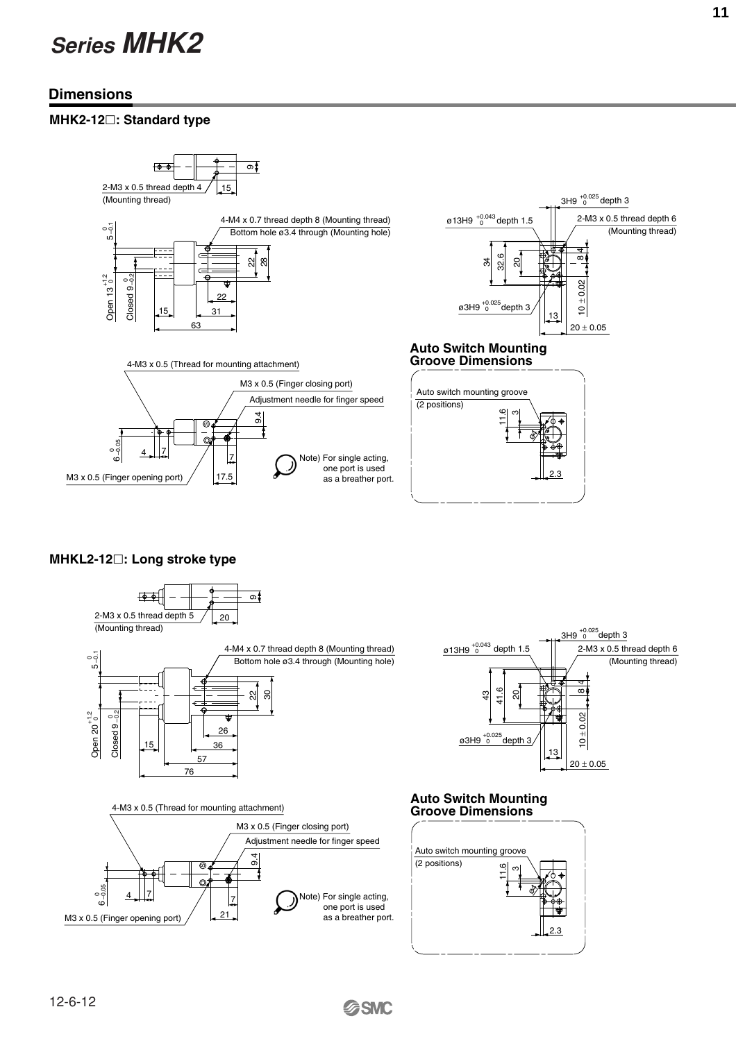# Series MHK2

## Dimensions

### MHK2-12□: Standard type

2-M3 x 0.5 thread depth 4
(Mounting thread)

15

9

4-M4 x 0.7 thread depth 8 (Mounting thread)
Bottom hole ø3.4 through (Mounting hole)

$5^{0}_{-0.1}$

Open $13^{+1.2}_{0}$

Closed $9^{0}_{-0.2}$

22
28
22
15
31
63

ø13H9 $^{+0.043}_{0}$ depth 1.5

3H9 $^{+0.025}_{0}$ depth 3

2-M3 x 0.5 thread depth 6
(Mounting thread)

34
32.6
20
8
4
10 ± 0.02
ø3H9 $^{+0.025}_{0}$ depth 3
13
20 ± 0.05

4-M3 x 0.5 (Thread for mounting attachment)

M3 x 0.5 (Finger closing port)

Adjustment needle for finger speed

$6^{0}_{-0.05}$

4
7
9.4
7
17.5

M3 x 0.5 (Finger opening port)

Note) For single acting, one port is used as a breather port.

#### Auto Switch Mounting Groove Dimensions

Auto switch mounting groove
(2 positions)

11.6
3
ø4
2.3

### MHKL2-12□: Long stroke type

2-M3 x 0.5 thread depth 5
(Mounting thread)

20

9

4-M4 x 0.7 thread depth 8 (Mounting thread)
Bottom hole ø3.4 through (Mounting hole)

$5^{0}_{-0.1}$

Open $20^{+1.2}_{0}$

Closed $9^{0}_{-0.2}$

22
30
26
15
36
57
76

ø13H9 $^{+0.043}_{0}$ depth 1.5

3H9 $^{+0.025}_{0}$ depth 3

2-M3 x 0.5 thread depth 6
(Mounting thread)

43
41.6
20
8
4
10 ± 0.02
ø3H9 $^{+0.025}_{0}$ depth 3
13
20 ± 0.05

4-M3 x 0.5 (Thread for mounting attachment)

M3 x 0.5 (Finger closing port)

Adjustment needle for finger speed

$6^{0}_{-0.05}$

4
7
9.4
7
21

M3 x 0.5 (Finger opening port)

Note) For single acting, one port is used as a breather port.

#### Auto Switch Mounting Groove Dimensions

Auto switch mounting groove
(2 positions)

11.6
3
ø4
2.3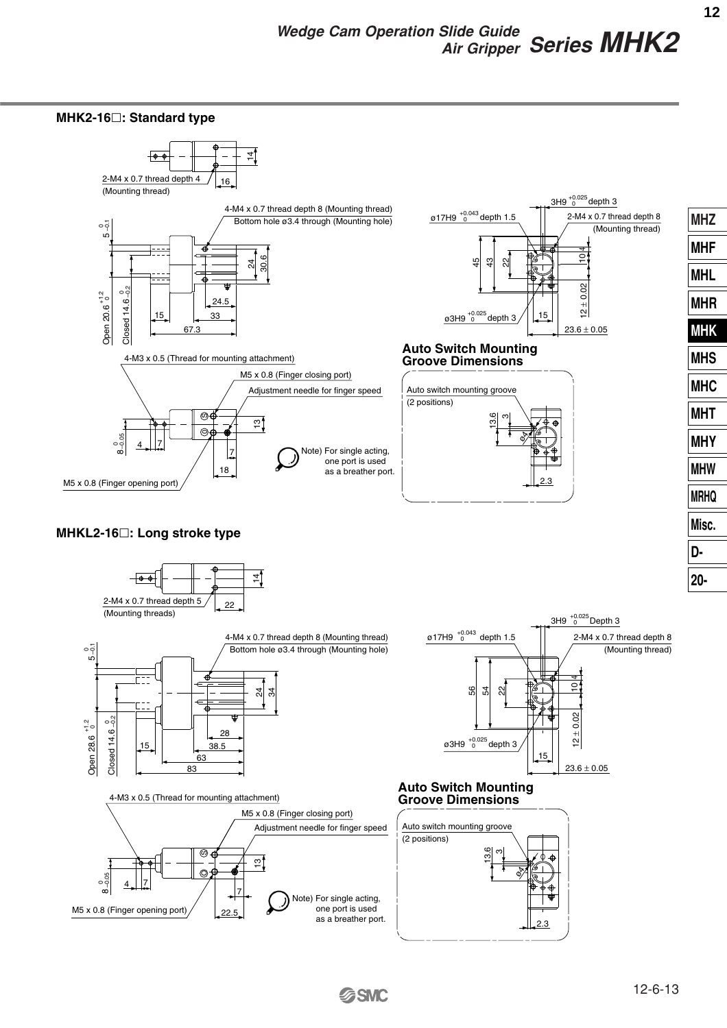## MHK2-16□: Standard type

2-M4 x 0.7 thread depth 4 (Mounting thread)

16

14

4-M4 x 0.7 thread depth 8 (Mounting thread)
Bottom hole ø3.4 through (Mounting hole)

$5^{\ 0}_{-0.1}$

Open $20.6^{+1.2}_{\ 0}$

Closed $14.6^{\ 0}_{-0.2}$

24

30.6

24.5

15

33

67.3

4-M3 x 0.5 (Thread for mounting attachment)

M5 x 0.8 (Finger closing port)

Adjustment needle for finger speed

$8^{\ 0}_{-0.05}$

4

7

13

7

18

M5 x 0.8 (Finger opening port)

Note) For single acting, one port is used as a breather port.

3H9 $^{+0.025}_{\ 0}$ depth 3

ø17H9 $^{+0.043}_{\ 0}$ depth 1.5

2-M4 x 0.7 thread depth 8 (Mounting thread)

45

43

22

10.4

12 ± 0.02

ø3H9 $^{+0.025}_{\ 0}$ depth 3

15

23.6 ± 0.05

### Auto Switch Mounting Groove Dimensions

Auto switch mounting groove (2 positions)

13.6

3

ø4

2.3

## MHKL2-16□: Long stroke type

2-M4 x 0.7 thread depth 5 (Mounting threads)

22

14

4-M4 x 0.7 thread depth 8 (Mounting thread)
Bottom hole ø3.4 through (Mounting hole)

$5^{\ 0}_{-0.1}$

Open $28.6^{+1.2}_{\ 0}$

Closed $14.6^{\ 0}_{-0.2}$

24

34

28

15

38.5

63

83

4-M3 x 0.5 (Thread for mounting attachment)

M5 x 0.8 (Finger closing port)

Adjustment needle for finger speed

$8^{\ 0}_{-0.05}$

4

7

13

7

22.5

M5 x 0.8 (Finger opening port)

Note) For single acting, one port is used as a breather port.

3H9 $^{+0.025}_{\ 0}$ Depth 3

ø17H9 $^{+0.043}_{\ 0}$ depth 1.5

2-M4 x 0.7 thread depth 8 (Mounting thread)

56

54

22

10.4

12 ± 0.02

ø3H9 $^{+0.025}_{\ 0}$ depth 3

15

23.6 ± 0.05

### Auto Switch Mounting Groove Dimensions

Auto switch mounting groove (2 positions)

13.6

3

ø4

2.3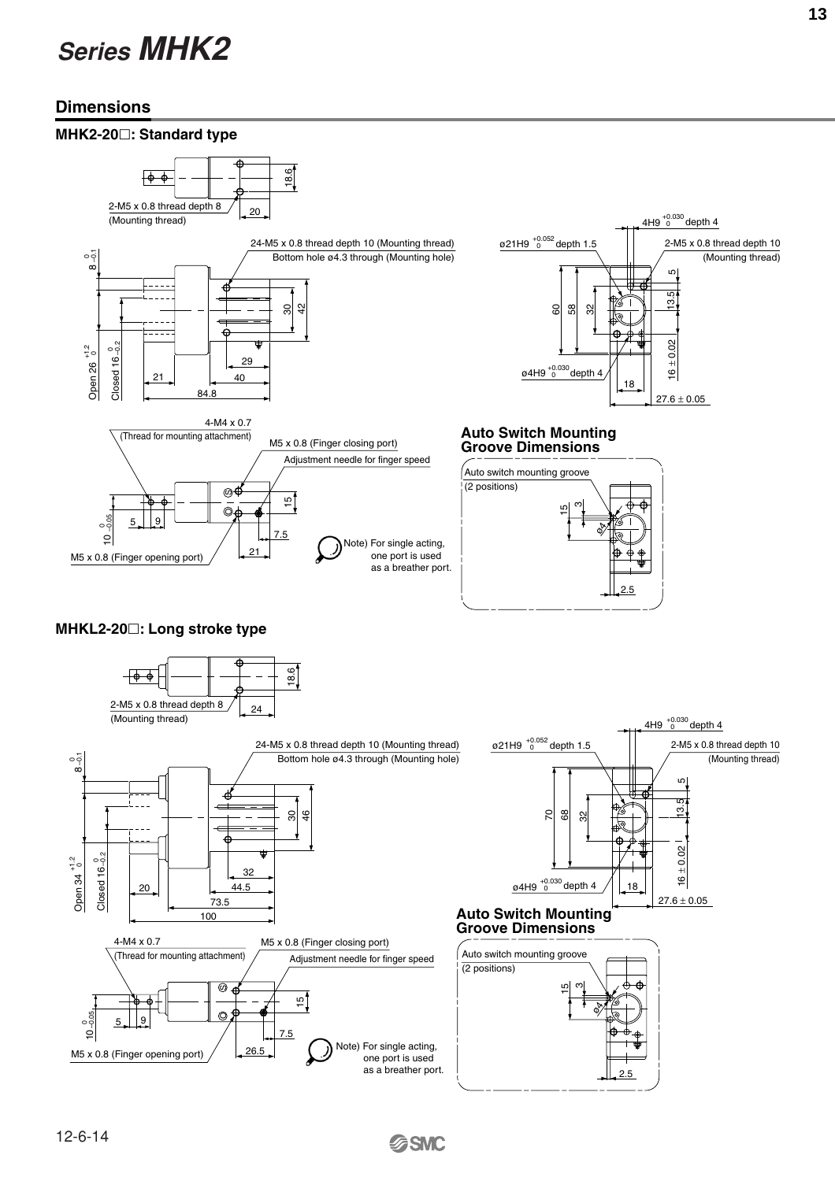# Series MHK2

## Dimensions

### MHK2-20□: Standard type

2-M5 x 0.8 thread depth 8
(Mounting thread)

24-M5 x 0.8 thread depth 10 (Mounting thread)
Bottom hole ø4.3 through (Mounting hole)

ø21H9 $^{+0.052}_{0}$ depth 1.5

4H9 $^{+0.030}_{0}$ depth 4

2-M5 x 0.8 thread depth 10
(Mounting thread)

ø4H9 $^{+0.030}_{0}$ depth 4

4-M4 x 0.7
(Thread for mounting attachment)

M5 x 0.8 (Finger closing port)

Adjustment needle for finger speed

M5 x 0.8 (Finger opening port)

Note) For single acting, one port is used as a breather port.

#### Auto Switch Mounting Groove Dimensions

Auto switch mounting groove
(2 positions)

### MHKL2-20□: Long stroke type

2-M5 x 0.8 thread depth 8
(Mounting thread)

24-M5 x 0.8 thread depth 10 (Mounting thread)
Bottom hole ø4.3 through (Mounting hole)

ø21H9 $^{+0.052}_{0}$ depth 1.5

4H9 $^{+0.030}_{0}$ depth 4

2-M5 x 0.8 thread depth 10
(Mounting thread)

ø4H9 $^{+0.030}_{0}$ depth 4

4-M4 x 0.7
(Thread for mounting attachment)

M5 x 0.8 (Finger closing port)

Adjustment needle for finger speed

M5 x 0.8 (Finger opening port)

Note) For single acting, one port is used as a breather port.

#### Auto Switch Mounting Groove Dimensions

Auto switch mounting groove
(2 positions)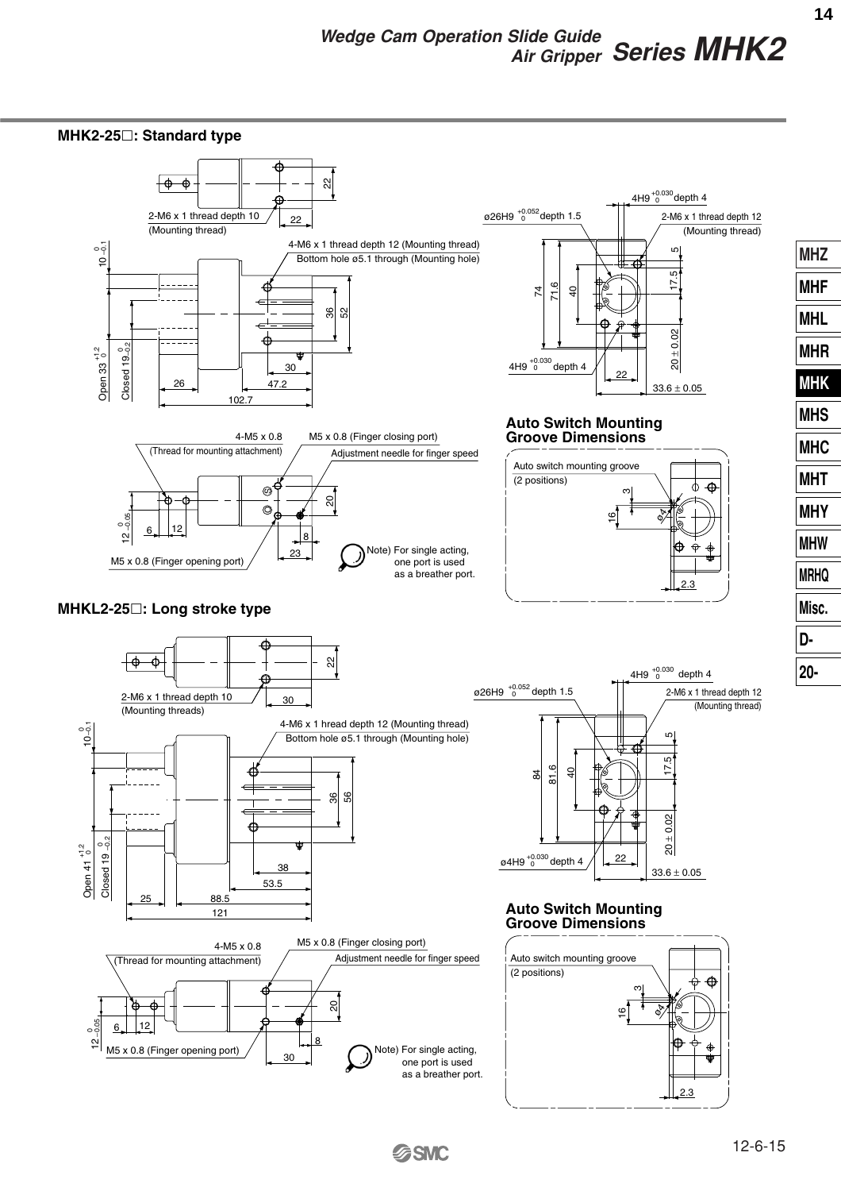## MHK2-25□: Standard type

2-M6 x 1 thread depth 10
(Mounting thread)

22

22

4-M6 x 1 thread depth 12 (Mounting thread)
Bottom hole ø5.1 through (Mounting hole)

$10^{\ 0}_{-0.1}$

Open $33^{+1.2}_{\ 0}$

Closed $19^{\ 0}_{-0.2}$

36

52

30

26

47.2

102.7

ø26H9 $^{+0.052}_{\ 0}$ depth 1.5

4H9 $^{+0.030}_{\ 0}$ depth 4

2-M6 x 1 thread depth 12
(Mounting thread)

5

17.5

74

71.6

40

20 ± 0.02

4H9 $^{+0.030}_{\ 0}$ depth 4

22

33.6 ± 0.05

4-M5 x 0.8
(Thread for mounting attachment)

M5 x 0.8 (Finger closing port)

Adjustment needle for finger speed

20

$12^{\ 0}_{-0.05}$

6

12

8

23

M5 x 0.8 (Finger opening port)

Note) For single acting, one port is used as a breather port.

### Auto Switch Mounting Groove Dimensions

Auto switch mounting groove
(2 positions)

3

16

ø4

2.3

## MHKL2-25□: Long stroke type

2-M6 x 1 thread depth 10
(Mounting threads)

22

30

4-M6 x 1 hread depth 12 (Mounting thread)
Bottom hole ø5.1 through (Mounting hole)

$10^{\ 0}_{-0.1}$

Open $41^{+1.2}_{\ 0}$

Closed $19^{\ 0}_{-0.2}$

36

56

38

53.5

25

88.5

121

ø26H9 $^{+0.052}_{\ 0}$ depth 1.5

4H9 $^{+0.030}_{\ 0}$ depth 4

2-M6 x 1 thread depth 12
(Mounting thread)

5

17.5

84

81.6

40

20 ± 0.02

ø4H9 $^{+0.030}_{\ 0}$ depth 4

22

33.6 ± 0.05

4-M5 x 0.8
(Thread for mounting attachment)

M5 x 0.8 (Finger closing port)

Adjustment needle for finger speed

20

$12^{\ 0}_{-0.05}$

6

12

8

30

M5 x 0.8 (Finger opening port)

Note) For single acting, one port is used as a breather port.

### Auto Switch Mounting Groove Dimensions

Auto switch mounting groove
(2 positions)

3

16

ø4

2.3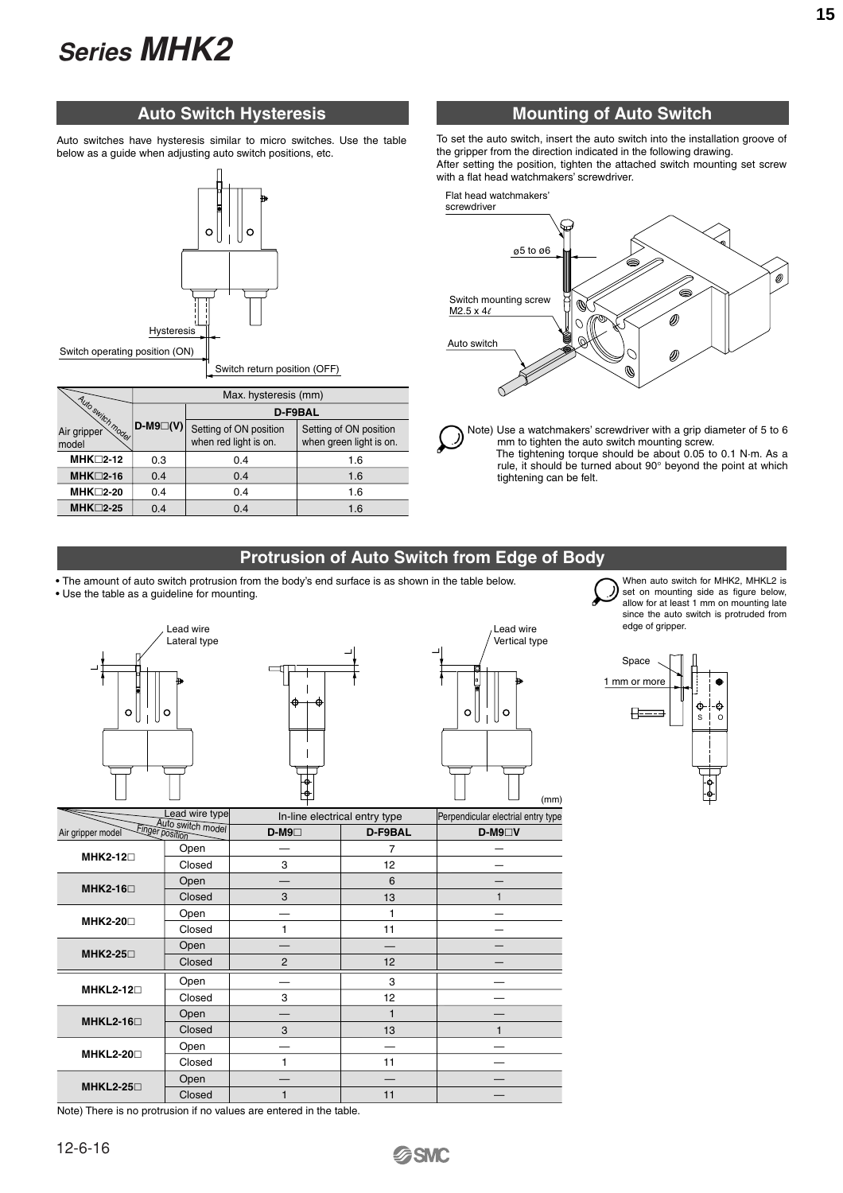# Series MHK2

## Auto Switch Hysteresis

Auto switches have hysteresis similar to micro switches. Use the table below as a guide when adjusting auto switch positions, etc.

Hysteresis

Switch operating position (ON)

Switch return position (OFF)

| Air gripper model / Auto switch model | D-M9□(V) | D-F9BAL | |
|---|---|---|---|
| | | Setting of ON position when red light is on. | Setting of ON position when green light is on. |
| **MHK□2-12** | 0.3 | 0.4 | 1.6 |
| **MHK□2-16** | 0.4 | 0.4 | 1.6 |
| **MHK□2-20** | 0.4 | 0.4 | 1.6 |
| **MHK□2-25** | 0.4 | 0.4 | 1.6 |

Max. hysteresis (mm)

## Mounting of Auto Switch

To set the auto switch, insert the auto switch into the installation groove of the gripper from the direction indicated in the following drawing.
After setting the position, tighten the attached switch mounting set screw with a flat head watchmakers' screwdriver.

Flat head watchmakers' screwdriver

ø5 to ø6

Switch mounting screw M2.5 x 4ℓ

Auto switch

Note) Use a watchmakers' screwdriver with a grip diameter of 5 to 6 mm to tighten the auto switch mounting screw.
The tightening torque should be about 0.05 to 0.1 N·m. As a rule, it should be turned about 90° beyond the point at which tightening can be felt.

## Protrusion of Auto Switch from Edge of Body

- The amount of auto switch protrusion from the body's end surface is as shown in the table below.
- Use the table as a guideline for mounting.

Lead wire Lateral type

Lead wire Vertical type

When auto switch for MHK2, MHKL2 is set on mounting side as figure below, allow for at least 1 mm on mounting late since the auto switch is protruded from edge of gripper.

Space

1 mm or more

(mm)

| Air gripper model | Finger position | In-line electrical entry type D-M9□ | In-line electrical entry type D-F9BAL | Perpendicular electrial entry type D-M9□V |
|---|---|---|---|---|
| **MHK2-12□** | Open | — | 7 | — |
| | Closed | 3 | 12 | — |
| **MHK2-16□** | Open | — | 6 | — |
| | Closed | 3 | 13 | 1 |
| **MHK2-20□** | Open | — | 1 | — |
| | Closed | 1 | 11 | — |
| **MHK2-25□** | Open | — | — | — |
| | Closed | 2 | 12 | — |
| **MHKL2-12□** | Open | — | 3 | — |
| | Closed | 3 | 12 | — |
| **MHKL2-16□** | Open | — | 1 | — |
| | Closed | 3 | 13 | 1 |
| **MHKL2-20□** | Open | — | — | — |
| | Closed | 1 | 11 | — |
| **MHKL2-25□** | Open | — | — | — |
| | Closed | 1 | 11 | — |

Note) There is no protrusion if no values are entered in the table.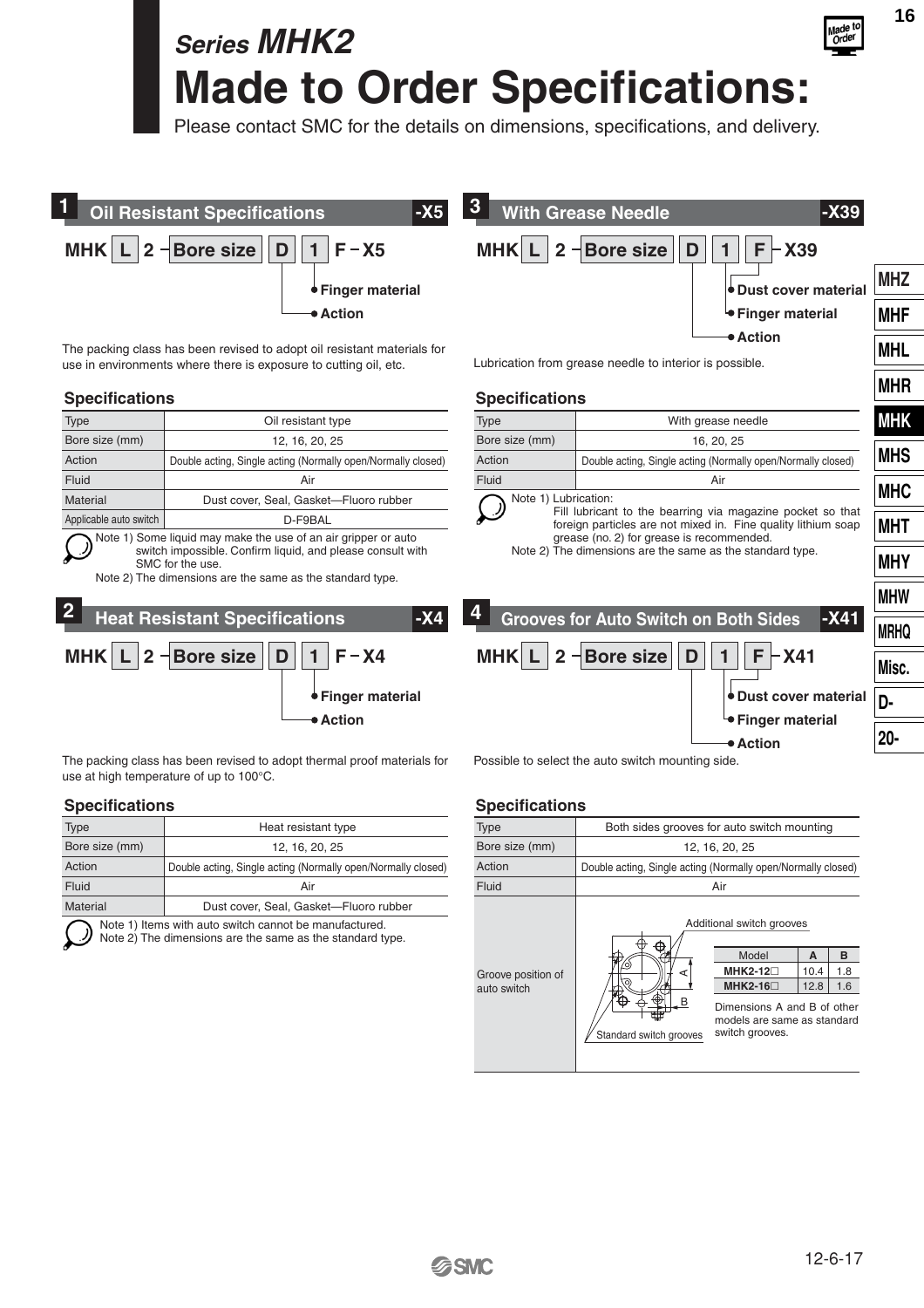# Series MHK2

# Made to Order Specifications:

Please contact SMC for the details on dimensions, specifications, and delivery.

## 1 Oil Resistant Specifications -X5

MHK L 2 – Bore size D 1 F – X5

- Finger material
- Action

The packing class has been revised to adopt oil resistant materials for use in environments where there is exposure to cutting oil, etc.

### Specifications

| | |
|---|---|
| Type | Oil resistant type |
| Bore size (mm) | 12, 16, 20, 25 |
| Action | Double acting, Single acting (Normally open/Normally closed) |
| Fluid | Air |
| Material | Dust cover, Seal, Gasket—Fluoro rubber |
| Applicable auto switch | D-F9BAL |

Note 1) Some liquid may make the use of an air gripper or auto switch impossible. Confirm liquid, and please consult with SMC for the use.

Note 2) The dimensions are the same as the standard type.

## 2 Heat Resistant Specifications -X4

MHK L 2 – Bore size D 1 F – X4

- Finger material
- Action

The packing class has been revised to adopt thermal proof materials for use at high temperature of up to 100°C.

### Specifications

| | |
|---|---|
| Type | Heat resistant type |
| Bore size (mm) | 12, 16, 20, 25 |
| Action | Double acting, Single acting (Normally open/Normally closed) |
| Fluid | Air |
| Material | Dust cover, Seal, Gasket—Fluoro rubber |

Note 1) Items with auto switch cannot be manufactured.

Note 2) The dimensions are the same as the standard type.

## 3 With Grease Needle -X39

MHK L 2 – Bore size D 1 F – X39

- Dust cover material
- Finger material
- Action

Lubrication from grease needle to interior is possible.

### Specifications

| | |
|---|---|
| Type | With grease needle |
| Bore size (mm) | 16, 20, 25 |
| Action | Double acting, Single acting (Normally open/Normally closed) |
| Fluid | Air |

Note 1) Lubrication:
Fill lubricant to the bearring via magazine pocket so that foreign particles are not mixed in. Fine quality lithium soap grease (no. 2) for grease is recommended.

Note 2) The dimensions are the same as the standard type.

## 4 Grooves for Auto Switch on Both Sides -X41

MHK L 2 – Bore size D 1 F – X41

- Dust cover material
- Finger material
- Action

Possible to select the auto switch mounting side.

### Specifications

| | |
|---|---|
| Type | Both sides grooves for auto switch mounting |
| Bore size (mm) | 12, 16, 20, 25 |
| Action | Double acting, Single acting (Normally open/Normally closed) |
| Fluid | Air |
| Groove position of auto switch | (see below) |

Additional switch grooves

A

B

Standard switch grooves

| Model | A | B |
|---|---|---|
| MHK2-12□ | 10.4 | 1.8 |
| MHK2-16□ | 12.8 | 1.6 |

Dimensions A and B of other models are same as standard switch grooves.